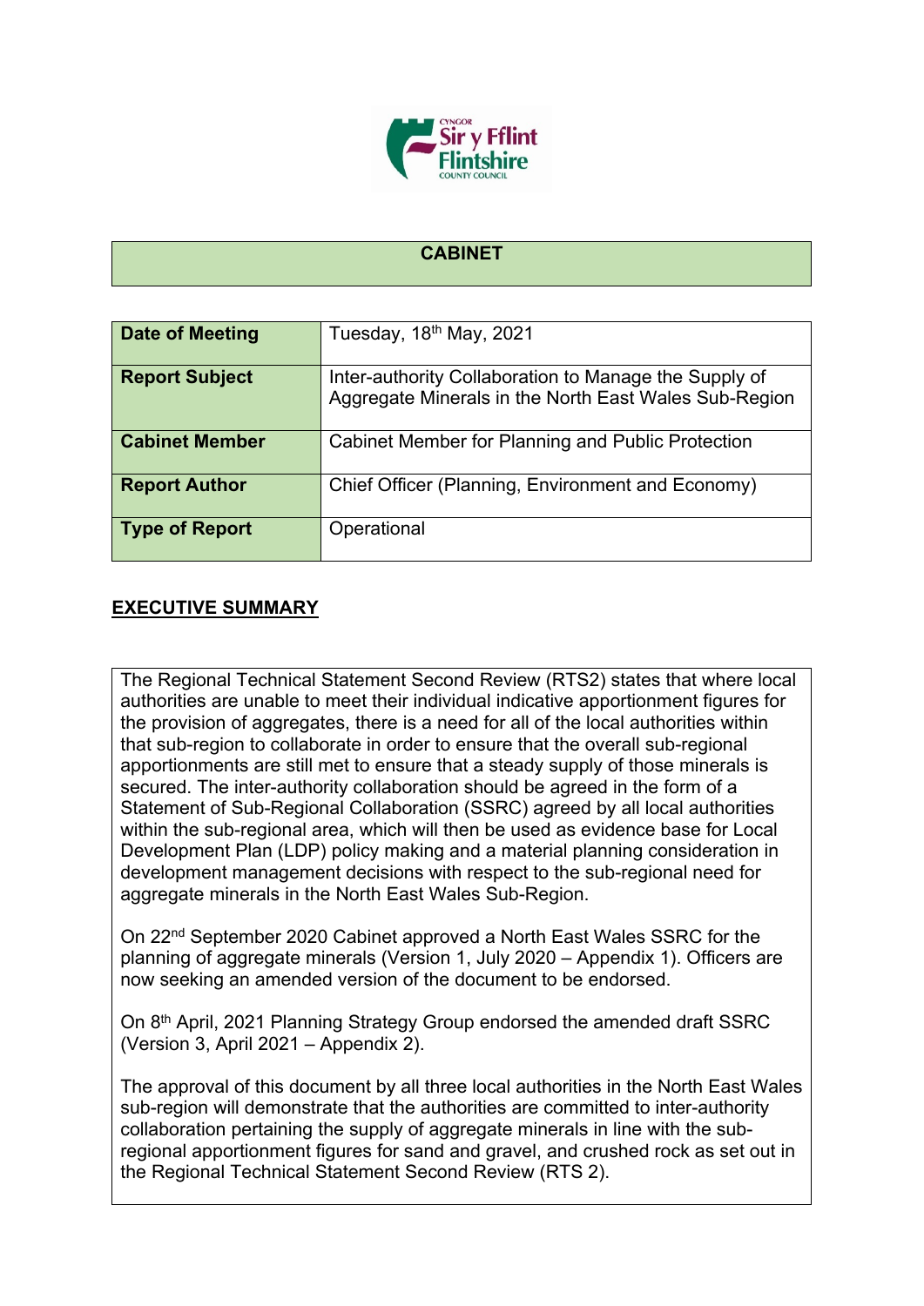# CABINET

| Date of Meeting | Tuesday, 18th May, 2021 |
| --- | --- |
| **Report Subject** | Inter-authority Collaboration to Manage the Supply of Aggregate Minerals in the North East Wales Sub-Region |
| **Cabinet Member** | Cabinet Member for Planning and Public Protection |
| **Report Author** | Chief Officer (Planning, Environment and Economy) |
| **Type of Report** | Operational |

## EXECUTIVE SUMMARY

The Regional Technical Statement Second Review (RTS2) states that where local authorities are unable to meet their individual indicative apportionment figures for the provision of aggregates, there is a need for all of the local authorities within that sub-region to collaborate in order to ensure that the overall sub-regional apportionments are still met to ensure that a steady supply of those minerals is secured. The inter-authority collaboration should be agreed in the form of a Statement of Sub-Regional Collaboration (SSRC) agreed by all local authorities within the sub-regional area, which will then be used as evidence base for Local Development Plan (LDP) policy making and a material planning consideration in development management decisions with respect to the sub-regional need for aggregate minerals in the North East Wales Sub-Region.

On 22nd September 2020 Cabinet approved a North East Wales SSRC for the planning of aggregate minerals (Version 1, July 2020 – Appendix 1). Officers are now seeking an amended version of the document to be endorsed.

On 8th April, 2021 Planning Strategy Group endorsed the amended draft SSRC (Version 3, April 2021 – Appendix 2).

The approval of this document by all three local authorities in the North East Wales sub-region will demonstrate that the authorities are committed to inter-authority collaboration pertaining the supply of aggregate minerals in line with the sub-regional apportionment figures for sand and gravel, and crushed rock as set out in the Regional Technical Statement Second Review (RTS 2).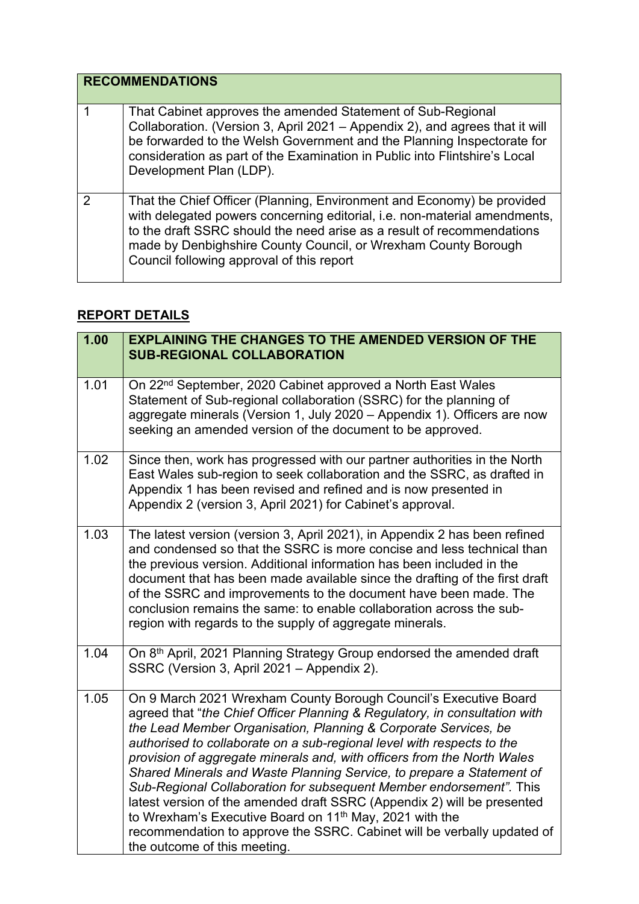| RECOMMENDATIONS | |
|---|---|
| 1 | That Cabinet approves the amended Statement of Sub-Regional Collaboration. (Version 3, April 2021 – Appendix 2), and agrees that it will be forwarded to the Welsh Government and the Planning Inspectorate for consideration as part of the Examination in Public into Flintshire's Local Development Plan (LDP). |
| 2 | That the Chief Officer (Planning, Environment and Economy) be provided with delegated powers concerning editorial, i.e. non-material amendments, to the draft SSRC should the need arise as a result of recommendations made by Denbighshire County Council, or Wrexham County Borough Council following approval of this report |

## REPORT DETAILS

| 1.00 | EXPLAINING THE CHANGES TO THE AMENDED VERSION OF THE SUB-REGIONAL COLLABORATION |
|---|---|
| 1.01 | On 22nd September, 2020 Cabinet approved a North East Wales Statement of Sub-regional collaboration (SSRC) for the planning of aggregate minerals (Version 1, July 2020 – Appendix 1). Officers are now seeking an amended version of the document to be approved. |
| 1.02 | Since then, work has progressed with our partner authorities in the North East Wales sub-region to seek collaboration and the SSRC, as drafted in Appendix 1 has been revised and refined and is now presented in Appendix 2 (version 3, April 2021) for Cabinet's approval. |
| 1.03 | The latest version (version 3, April 2021), in Appendix 2 has been refined and condensed so that the SSRC is more concise and less technical than the previous version. Additional information has been included in the document that has been made available since the drafting of the first draft of the SSRC and improvements to the document have been made. The conclusion remains the same: to enable collaboration across the sub-region with regards to the supply of aggregate minerals. |
| 1.04 | On 8th April, 2021 Planning Strategy Group endorsed the amended draft SSRC (Version 3, April 2021 – Appendix 2). |
| 1.05 | On 9 March 2021 Wrexham County Borough Council's Executive Board agreed that "*the Chief Officer Planning & Regulatory, in consultation with the Lead Member Organisation, Planning & Corporate Services, be authorised to collaborate on a sub-regional level with respects to the provision of aggregate minerals and, with officers from the North Wales Shared Minerals and Waste Planning Service, to prepare a Statement of Sub-Regional Collaboration for subsequent Member endorsement"*. This latest version of the amended draft SSRC (Appendix 2) will be presented to Wrexham's Executive Board on 11th May, 2021 with the recommendation to approve the SSRC. Cabinet will be verbally updated of the outcome of this meeting. |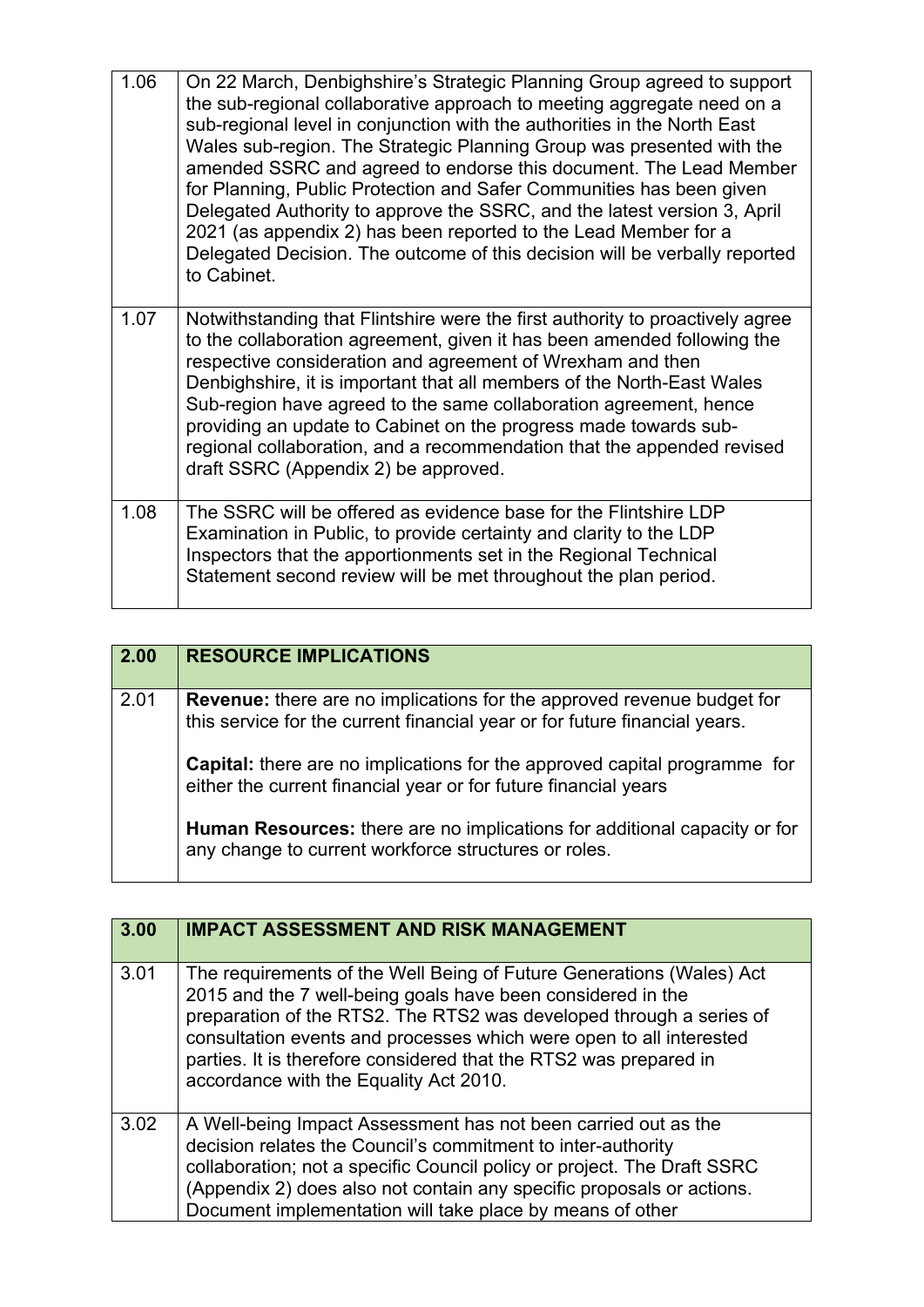| | |
|---|---|
| 1.06 | On 22 March, Denbighshire's Strategic Planning Group agreed to support the sub-regional collaborative approach to meeting aggregate need on a sub-regional level in conjunction with the authorities in the North East Wales sub-region. The Strategic Planning Group was presented with the amended SSRC and agreed to endorse this document. The Lead Member for Planning, Public Protection and Safer Communities has been given Delegated Authority to approve the SSRC, and the latest version 3, April 2021 (as appendix 2) has been reported to the Lead Member for a Delegated Decision. The outcome of this decision will be verbally reported to Cabinet. |
| 1.07 | Notwithstanding that Flintshire were the first authority to proactively agree to the collaboration agreement, given it has been amended following the respective consideration and agreement of Wrexham and then Denbighshire, it is important that all members of the North-East Wales Sub-region have agreed to the same collaboration agreement, hence providing an update to Cabinet on the progress made towards sub-regional collaboration, and a recommendation that the appended revised draft SSRC (Appendix 2) be approved. |
| 1.08 | The SSRC will be offered as evidence base for the Flintshire LDP Examination in Public, to provide certainty and clarity to the LDP Inspectors that the apportionments set in the Regional Technical Statement second review will be met throughout the plan period. |

| 2.00 | RESOURCE IMPLICATIONS |
|---|---|
| 2.01 | **Revenue:** there are no implications for the approved revenue budget for this service for the current financial year or for future financial years.<br><br>**Capital:** there are no implications for the approved capital programme for either the current financial year or for future financial years<br><br>**Human Resources:** there are no implications for additional capacity or for any change to current workforce structures or roles. |

| 3.00 | IMPACT ASSESSMENT AND RISK MANAGEMENT |
|---|---|
| 3.01 | The requirements of the Well Being of Future Generations (Wales) Act 2015 and the 7 well-being goals have been considered in the preparation of the RTS2. The RTS2 was developed through a series of consultation events and processes which were open to all interested parties. It is therefore considered that the RTS2 was prepared in accordance with the Equality Act 2010. |
| 3.02 | A Well-being Impact Assessment has not been carried out as the decision relates the Council's commitment to inter-authority collaboration; not a specific Council policy or project. The Draft SSRC (Appendix 2) does also not contain any specific proposals or actions. Document implementation will take place by means of other |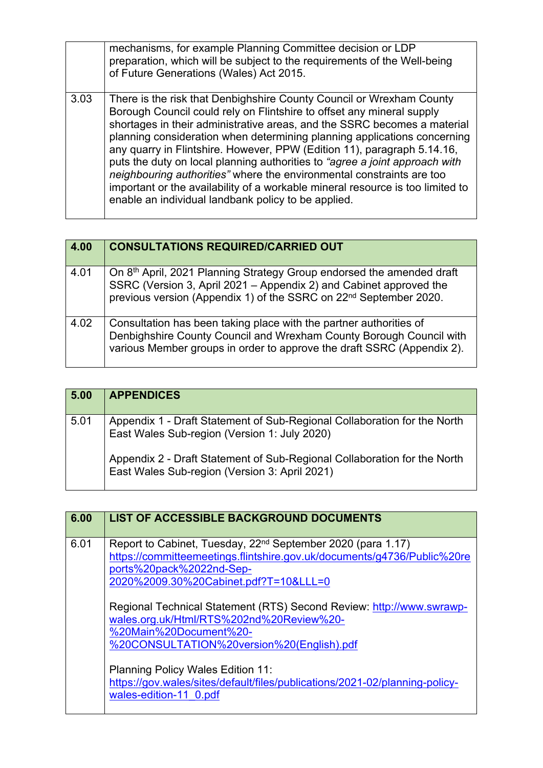| | |
|---|---|
| | mechanisms, for example Planning Committee decision or LDP preparation, which will be subject to the requirements of the Well-being of Future Generations (Wales) Act 2015. |
| 3.03 | There is the risk that Denbighshire County Council or Wrexham County Borough Council could rely on Flintshire to offset any mineral supply shortages in their administrative areas, and the SSRC becomes a material planning consideration when determining planning applications concerning any quarry in Flintshire. However, PPW (Edition 11), paragraph 5.14.16, puts the duty on local planning authorities to *"agree a joint approach with neighbouring authorities"* where the environmental constraints are too important or the availability of a workable mineral resource is too limited to enable an individual landbank policy to be applied. |

| 4.00 | CONSULTATIONS REQUIRED/CARRIED OUT |
|---|---|
| 4.01 | On 8th April, 2021 Planning Strategy Group endorsed the amended draft SSRC (Version 3, April 2021 – Appendix 2) and Cabinet approved the previous version (Appendix 1) of the SSRC on 22nd September 2020. |
| 4.02 | Consultation has been taking place with the partner authorities of Denbighshire County Council and Wrexham County Borough Council with various Member groups in order to approve the draft SSRC (Appendix 2). |

| 5.00 | APPENDICES |
|---|---|
| 5.01 | Appendix 1 - Draft Statement of Sub-Regional Collaboration for the North East Wales Sub-region (Version 1: July 2020)<br><br>Appendix 2 - Draft Statement of Sub-Regional Collaboration for the North East Wales Sub-region (Version 3: April 2021) |

| 6.00 | LIST OF ACCESSIBLE BACKGROUND DOCUMENTS |
|---|---|
| 6.01 | Report to Cabinet, Tuesday, 22nd September 2020 (para 1.17)<br>https://committeemeetings.flintshire.gov.uk/documents/g4736/Public%20reports%20pack%2022nd-Sep-2020%2009.30%20Cabinet.pdf?T=10&LLL=0<br><br>Regional Technical Statement (RTS) Second Review: http://www.swrawp-wales.org.uk/Html/RTS%202nd%20Review%20-%20Main%20Document%20-%20CONSULTATION%20version%20(English).pdf<br><br>Planning Policy Wales Edition 11:<br>https://gov.wales/sites/default/files/publications/2021-02/planning-policy-wales-edition-11_0.pdf |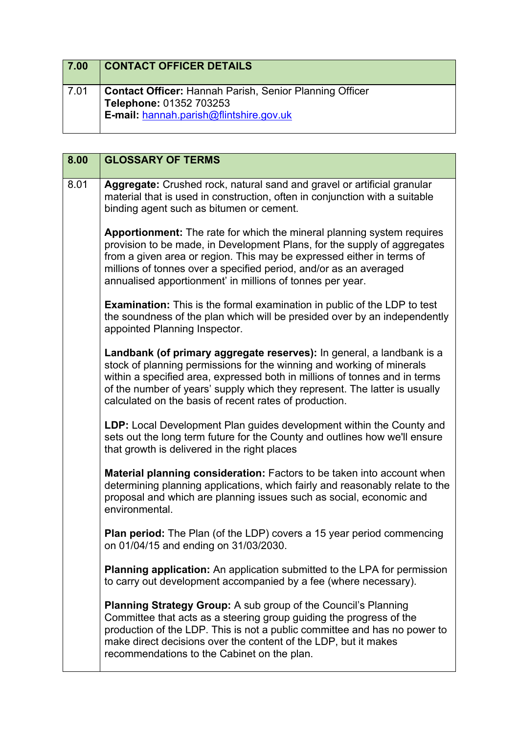| 7.00 | CONTACT OFFICER DETAILS |
|---|---|
| 7.01 | **Contact Officer:** Hannah Parish, Senior Planning Officer<br>**Telephone:** 01352 703253<br>**E-mail:** hannah.parish@flintshire.gov.uk |

| 8.00 | GLOSSARY OF TERMS |
|---|---|
| 8.01 | **Aggregate:** Crushed rock, natural sand and gravel or artificial granular material that is used in construction, often in conjunction with a suitable binding agent such as bitumen or cement.<br><br>**Apportionment:** The rate for which the mineral planning system requires provision to be made, in Development Plans, for the supply of aggregates from a given area or region. This may be expressed either in terms of millions of tonnes over a specified period, and/or as an averaged annualised apportionment' in millions of tonnes per year.<br><br>**Examination:** This is the formal examination in public of the LDP to test the soundness of the plan which will be presided over by an independently appointed Planning Inspector.<br><br>**Landbank (of primary aggregate reserves):** In general, a landbank is a stock of planning permissions for the winning and working of minerals within a specified area, expressed both in millions of tonnes and in terms of the number of years' supply which they represent. The latter is usually calculated on the basis of recent rates of production.<br><br>**LDP:** Local Development Plan guides development within the County and sets out the long term future for the County and outlines how we'll ensure that growth is delivered in the right places<br><br>**Material planning consideration:** Factors to be taken into account when determining planning applications, which fairly and reasonably relate to the proposal and which are planning issues such as social, economic and environmental.<br><br>**Plan period:** The Plan (of the LDP) covers a 15 year period commencing on 01/04/15 and ending on 31/03/2030.<br><br>**Planning application:** An application submitted to the LPA for permission to carry out development accompanied by a fee (where necessary).<br><br>**Planning Strategy Group:** A sub group of the Council's Planning Committee that acts as a steering group guiding the progress of the production of the LDP. This is not a public committee and has no power to make direct decisions over the content of the LDP, but it makes recommendations to the Cabinet on the plan. |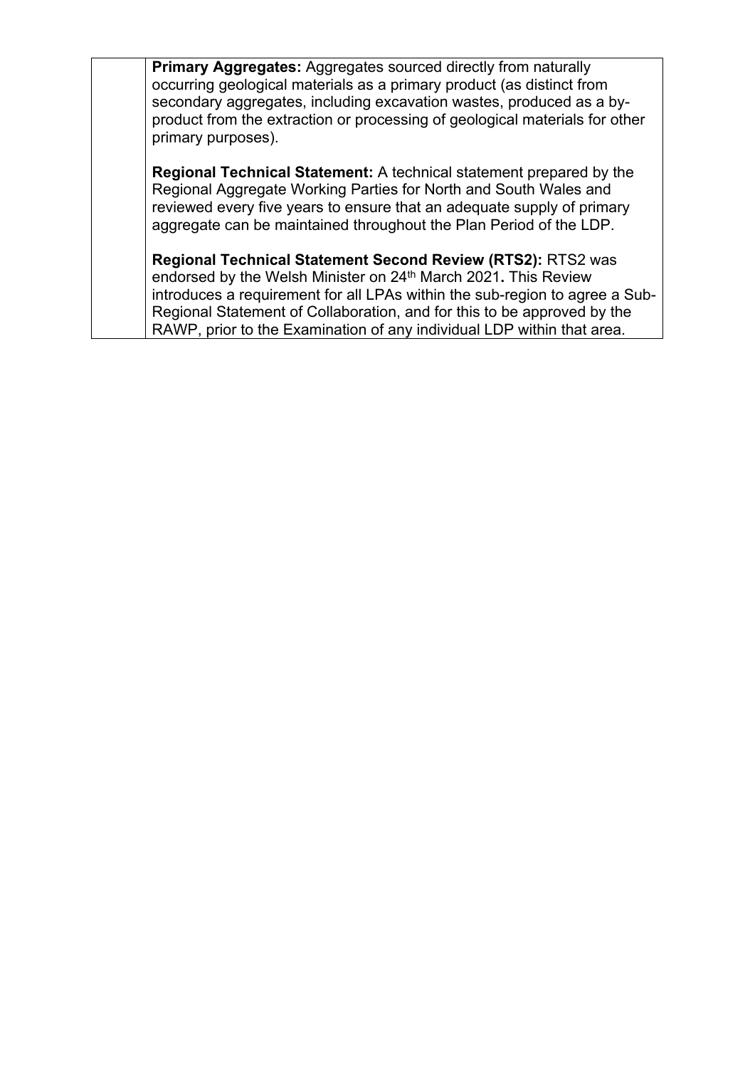| | |
|---|---|
| | **Primary Aggregates:** Aggregates sourced directly from naturally occurring geological materials as a primary product (as distinct from secondary aggregates, including excavation wastes, produced as a by-product from the extraction or processing of geological materials for other primary purposes).<br><br>**Regional Technical Statement:** A technical statement prepared by the Regional Aggregate Working Parties for North and South Wales and reviewed every five years to ensure that an adequate supply of primary aggregate can be maintained throughout the Plan Period of the LDP.<br><br>**Regional Technical Statement Second Review (RTS2):** RTS2 was endorsed by the Welsh Minister on 24th March 2021**.** This Review introduces a requirement for all LPAs within the sub-region to agree a Sub-Regional Statement of Collaboration, and for this to be approved by the RAWP, prior to the Examination of any individual LDP within that area. |